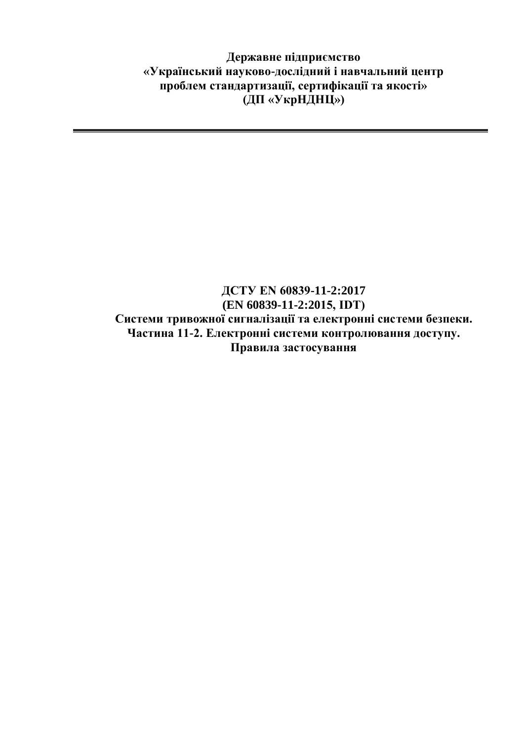**Державне підприємство**
**«Український науково-дослідний і навчальний центр**
**проблем стандартизації, сертифікації та якості»**
**(ДП «УкрНДНЦ»)**

---

# ДСТУ EN 60839-11-2:2017
# (EN 60839-11-2:2015, IDT)
# Системи тривожної сигналізації та електронні системи безпеки. Частина 11-2. Електронні системи контролювання доступу. Правила застосування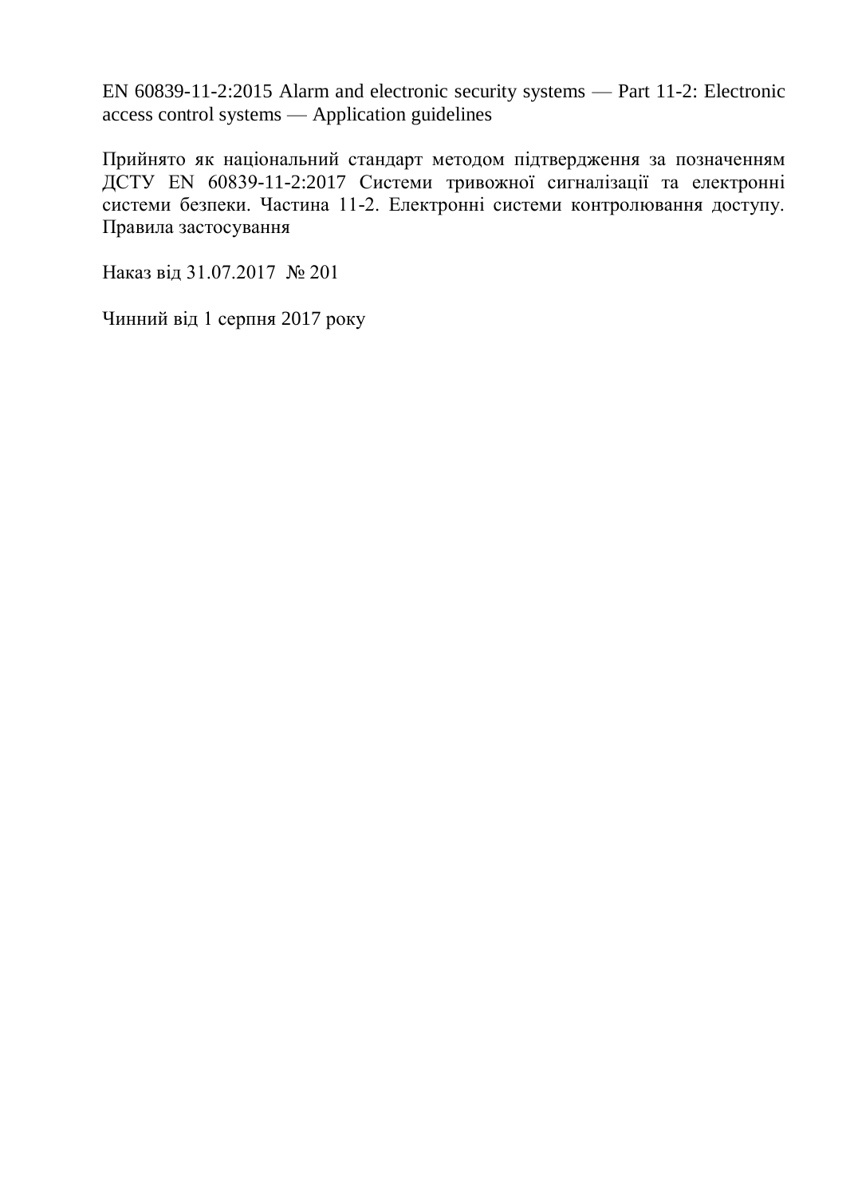EN 60839-11-2:2015 Alarm and electronic security systems — Part 11-2: Electronic access control systems — Application guidelines

Прийнято як національний стандарт методом підтвердження за позначенням ДСТУ EN 60839-11-2:2017 Системи тривожної сигналізації та електронні системи безпеки. Частина 11-2. Електронні системи контролювання доступу. Правила застосування

Наказ від 31.07.2017 № 201

Чинний від 1 серпня 2017 року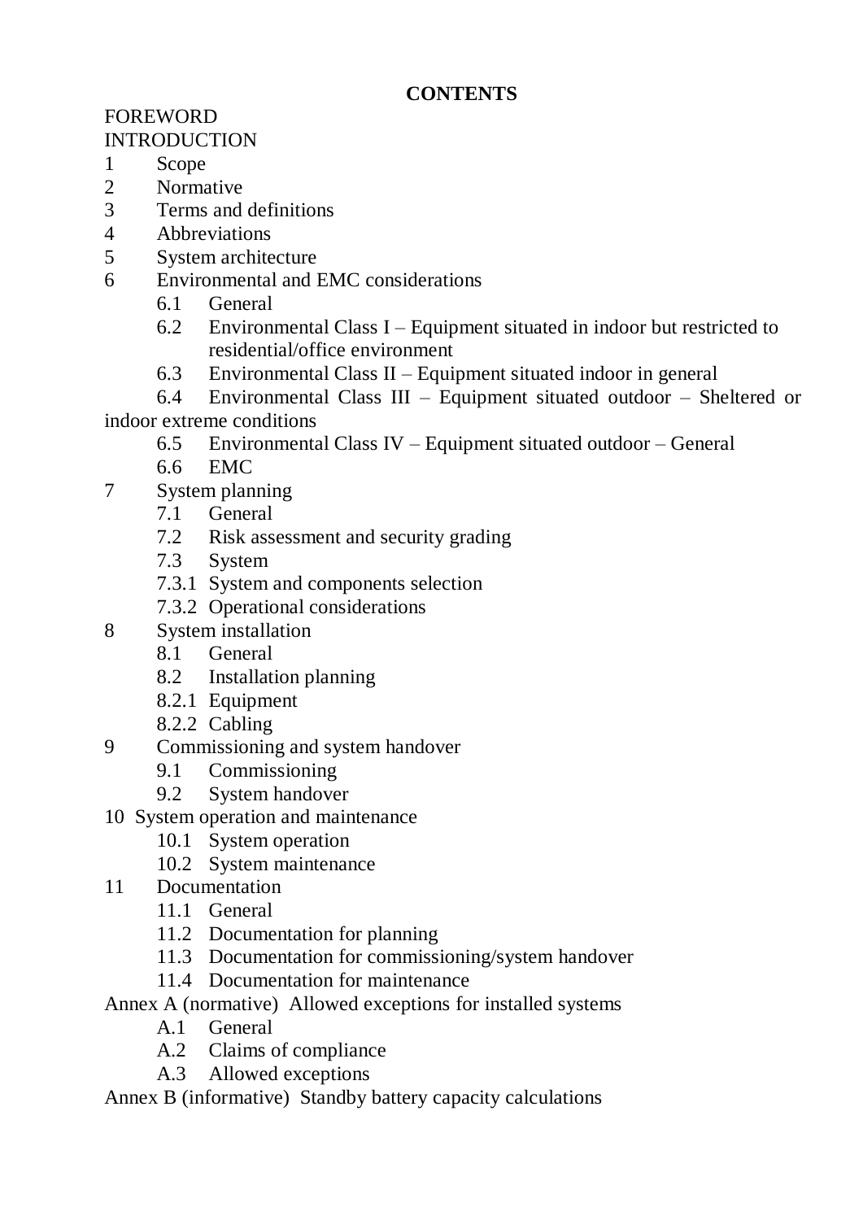**CONTENTS**

FOREWORD

INTRODUCTION

1 Scope

2 Normative

3 Terms and definitions

4 Abbreviations

5 System architecture

6 Environmental and EMC considerations

- 6.1 General
- 6.2 Environmental Class I – Equipment situated in indoor but restricted to residential/office environment
- 6.3 Environmental Class II – Equipment situated indoor in general
- 6.4 Environmental Class III – Equipment situated outdoor – Sheltered or indoor extreme conditions
- 6.5 Environmental Class IV – Equipment situated outdoor – General
- 6.6 EMC

7 System planning

- 7.1 General
- 7.2 Risk assessment and security grading
- 7.3 System
- 7.3.1 System and components selection
- 7.3.2 Operational considerations

8 System installation

- 8.1 General
- 8.2 Installation planning
- 8.2.1 Equipment
- 8.2.2 Cabling

9 Commissioning and system handover

- 9.1 Commissioning
- 9.2 System handover

10 System operation and maintenance

- 10.1 System operation
- 10.2 System maintenance

11 Documentation

- 11.1 General
- 11.2 Documentation for planning
- 11.3 Documentation for commissioning/system handover
- 11.4 Documentation for maintenance

Annex A (normative) Allowed exceptions for installed systems

- A.1 General
- A.2 Claims of compliance
- A.3 Allowed exceptions

Annex B (informative) Standby battery capacity calculations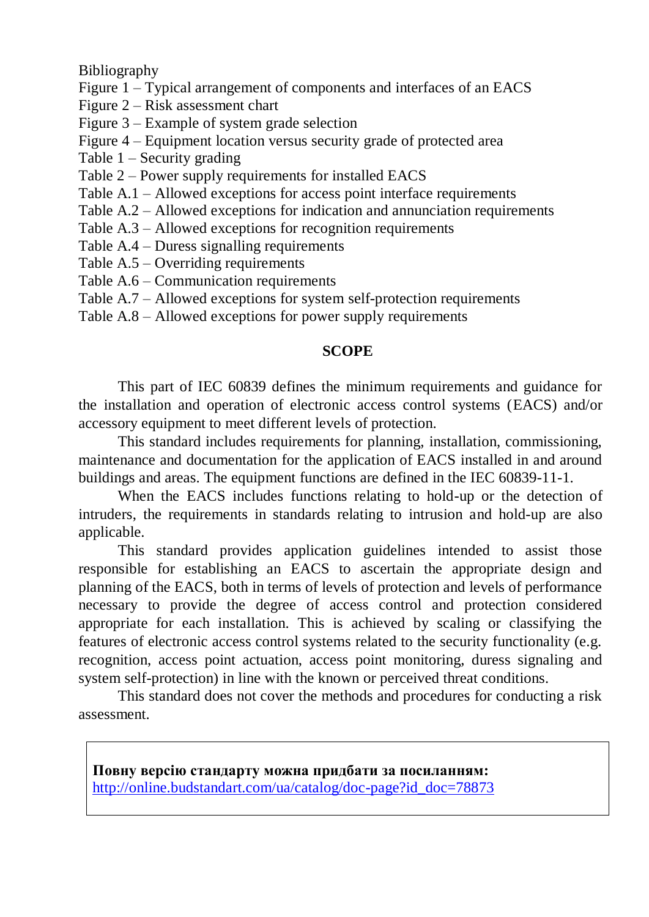Bibliography

Figure 1 – Typical arrangement of components and interfaces of an EACS

Figure 2 – Risk assessment chart

Figure 3 – Example of system grade selection

Figure 4 – Equipment location versus security grade of protected area

Table 1 – Security grading

Table 2 – Power supply requirements for installed EACS

Table A.1 – Allowed exceptions for access point interface requirements

Table A.2 – Allowed exceptions for indication and annunciation requirements

Table A.3 – Allowed exceptions for recognition requirements

Table A.4 – Duress signalling requirements

Table A.5 – Overriding requirements

Table A.6 – Communication requirements

Table A.7 – Allowed exceptions for system self-protection requirements

Table A.8 – Allowed exceptions for power supply requirements

## SCOPE

This part of IEC 60839 defines the minimum requirements and guidance for the installation and operation of electronic access control systems (EACS) and/or accessory equipment to meet different levels of protection.

This standard includes requirements for planning, installation, commissioning, maintenance and documentation for the application of EACS installed in and around buildings and areas. The equipment functions are defined in the IEC 60839-11-1.

When the EACS includes functions relating to hold-up or the detection of intruders, the requirements in standards relating to intrusion and hold-up are also applicable.

This standard provides application guidelines intended to assist those responsible for establishing an EACS to ascertain the appropriate design and planning of the EACS, both in terms of levels of protection and levels of performance necessary to provide the degree of access control and protection considered appropriate for each installation. This is achieved by scaling or classifying the features of electronic access control systems related to the security functionality (e.g. recognition, access point actuation, access point monitoring, duress signaling and system self-protection) in line with the known or perceived threat conditions.

This standard does not cover the methods and procedures for conducting a risk assessment.

**Повну версію стандарту можна придбати за посиланням:**
http://online.budstandart.com/ua/catalog/doc-page?id_doc=78873